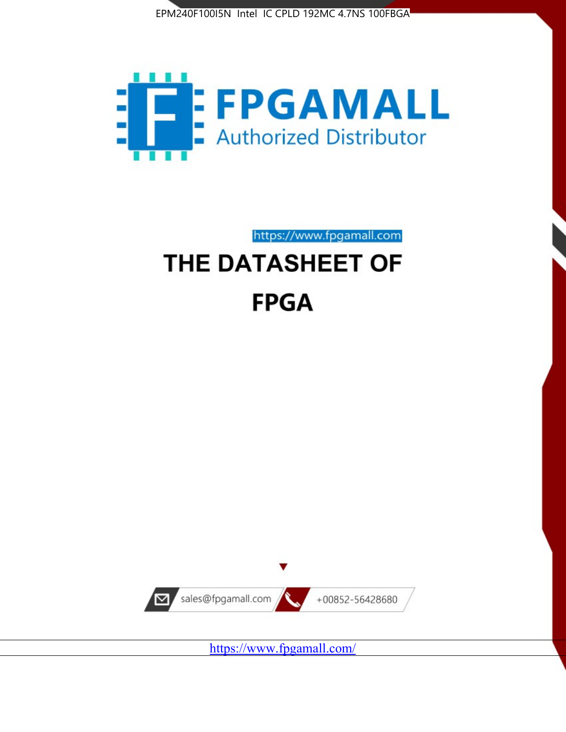EPM240F100I5N Intel IC CPLD 192MC 4.7NS 100FBGA

FPGAMALL

Authorized Distributor

https://www.fpgamall.com

# THE DATASHEET OF

# FPGA

sales@fpgamall.com

+00852-56428680

https://www.fpgamall.com/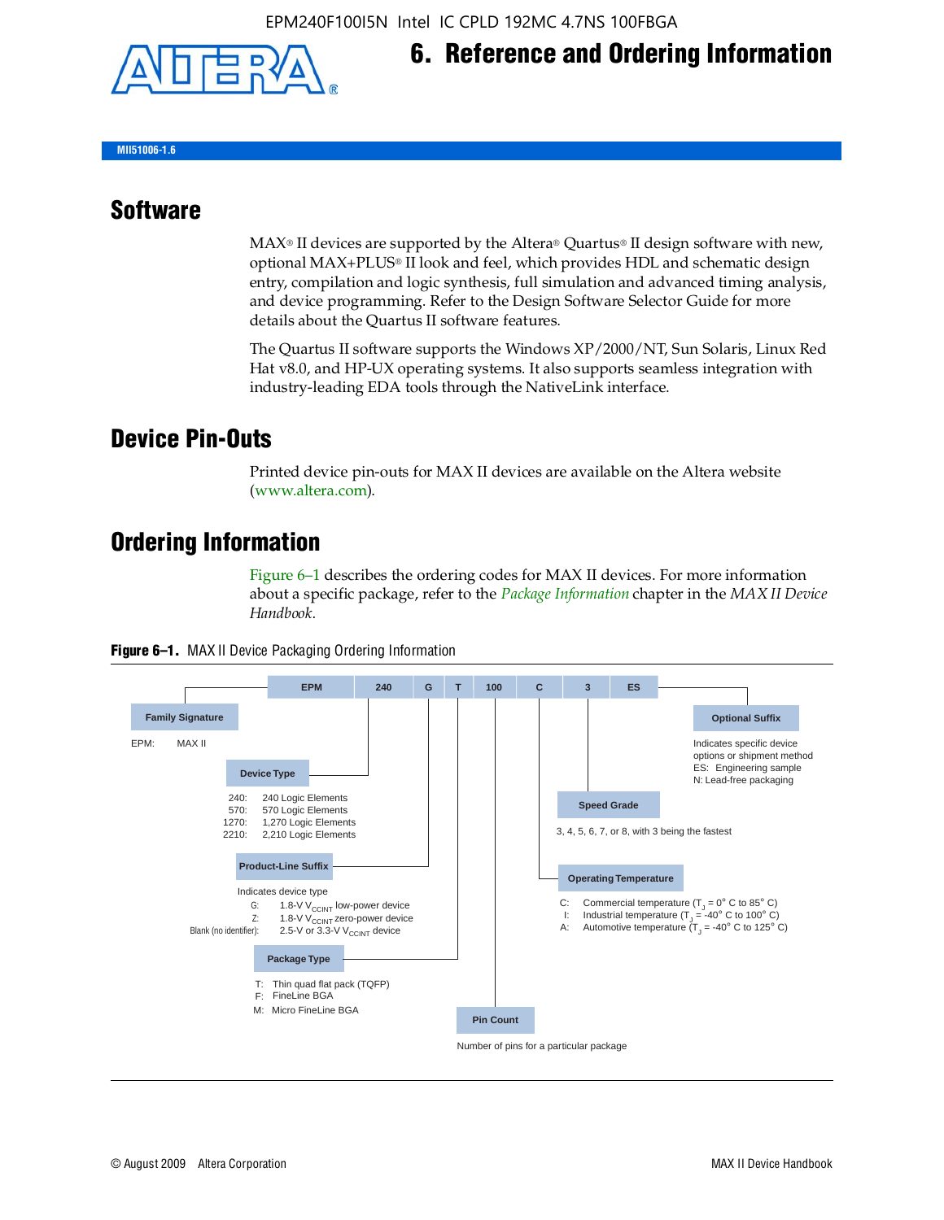EPM240F100I5N Intel IC CPLD 192MC 4.7NS 100FBGA

# 6. Reference and Ordering Information

MII51006-1.6

## Software

MAX® II devices are supported by the Altera® Quartus® II design software with new, optional MAX+PLUS® II look and feel, which provides HDL and schematic design entry, compilation and logic synthesis, full simulation and advanced timing analysis, and device programming. Refer to the Design Software Selector Guide for more details about the Quartus II software features.

The Quartus II software supports the Windows XP/2000/NT, Sun Solaris, Linux Red Hat v8.0, and HP-UX operating systems. It also supports seamless integration with industry-leading EDA tools through the NativeLink interface.

## Device Pin-Outs

Printed device pin-outs for MAX II devices are available on the Altera website (www.altera.com).

## Ordering Information

Figure 6–1 describes the ordering codes for MAX II devices. For more information about a specific package, refer to the *Package Information* chapter in the *MAX II Device Handbook*.

**Figure 6–1.** MAX II Device Packaging Ordering Information

| EPM | 240 | G | T | 100 | C | 3 | ES |
|---|---|---|---|---|---|---|---|

**Family Signature**

EPM: MAX II

**Device Type**

- 240: 240 Logic Elements
- 570: 570 Logic Elements
- 1270: 1,270 Logic Elements
- 2210: 2,210 Logic Elements

**Product-Line Suffix**

Indicates device type

- G: 1.8-V $V_{CCINT}$ low-power device
- Z: 1.8-V $V_{CCINT}$ zero-power device
- Blank (no identifier): 2.5-V or 3.3-V $V_{CCINT}$ device

**Package Type**

- T: Thin quad flat pack (TQFP)
- F: FineLine BGA
- M: Micro FineLine BGA

**Pin Count**

Number of pins for a particular package

**Operating Temperature**

- C: Commercial temperature ($T_J$ = 0° C to 85° C)
- I: Industrial temperature ($T_J$ = -40° C to 100° C)
- A: Automotive temperature ($T_J$ = -40° C to 125° C)

**Speed Grade**

3, 4, 5, 6, 7, or 8, with 3 being the fastest

**Optional Suffix**

Indicates specific device options or shipment method

- ES: Engineering sample
- N: Lead-free packaging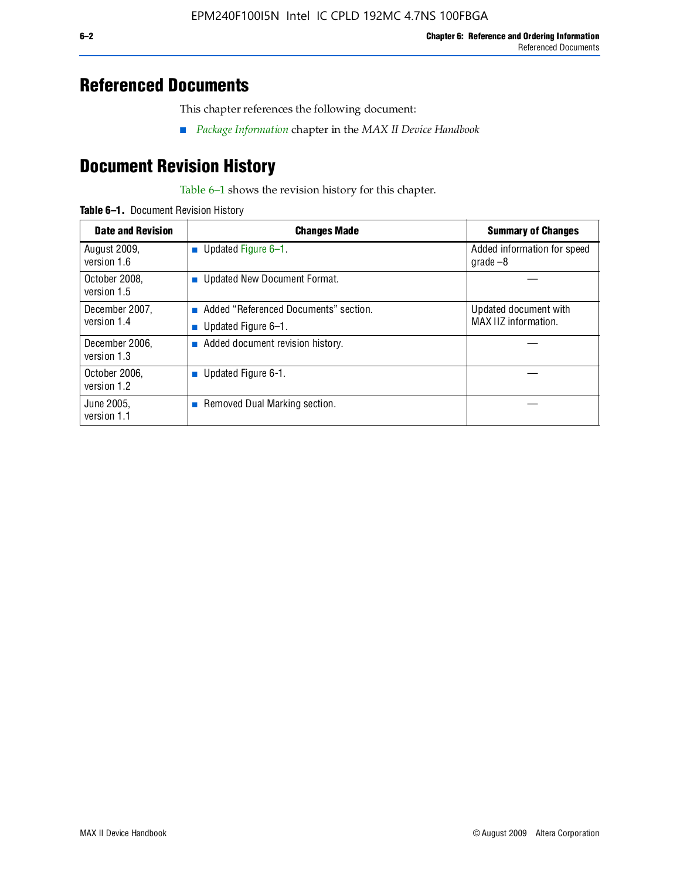## Referenced Documents

This chapter references the following document:

- *Package Information* chapter in the *MAX II Device Handbook*

## Document Revision History

Table 6–1 shows the revision history for this chapter.

**Table 6–1.** Document Revision History

| Date and Revision | Changes Made | Summary of Changes |
|---|---|---|
| August 2009, version 1.6 | ■ Updated Figure 6–1. | Added information for speed grade –8 |
| October 2008, version 1.5 | ■ Updated New Document Format. | — |
| December 2007, version 1.4 | ■ Added “Referenced Documents” section. ■ Updated Figure 6–1. | Updated document with MAX IIZ information. |
| December 2006, version 1.3 | ■ Added document revision history. | — |
| October 2006, version 1.2 | ■ Updated Figure 6-1. | — |
| June 2005, version 1.1 | ■ Removed Dual Marking section. | — |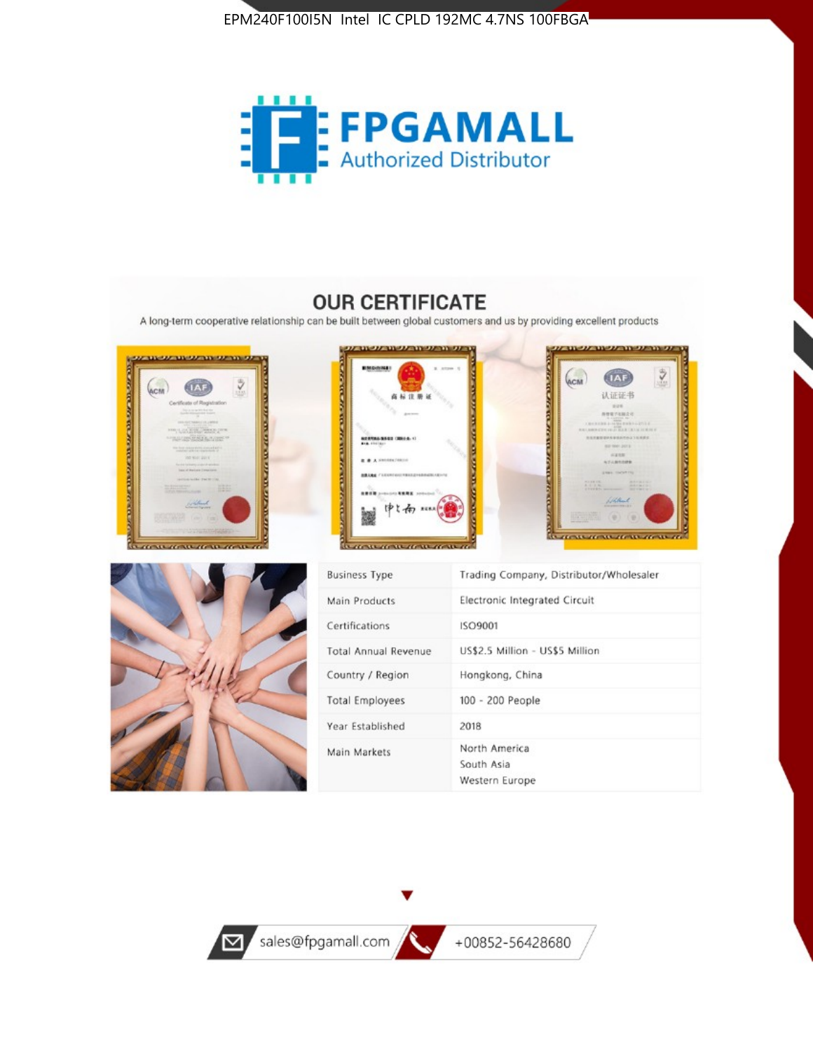FPGAMALL
Authorized Distributor

## OUR CERTIFICATE

A long-term cooperative relationship can be built between global customers and us by providing excellent products

| | |
|---|---|
| Business Type | Trading Company, Distributor/Wholesaler |
| Main Products | Electronic Integrated Circuit |
| Certifications | ISO9001 |
| Total Annual Revenue | US$2.5 Million - US$5 Million |
| Country / Region | Hongkong, China |
| Total Employees | 100 - 200 People |
| Year Established | 2018 |
| Main Markets | North America<br>South Asia<br>Western Europe |

sales@fpgamall.com

+00852-56428680